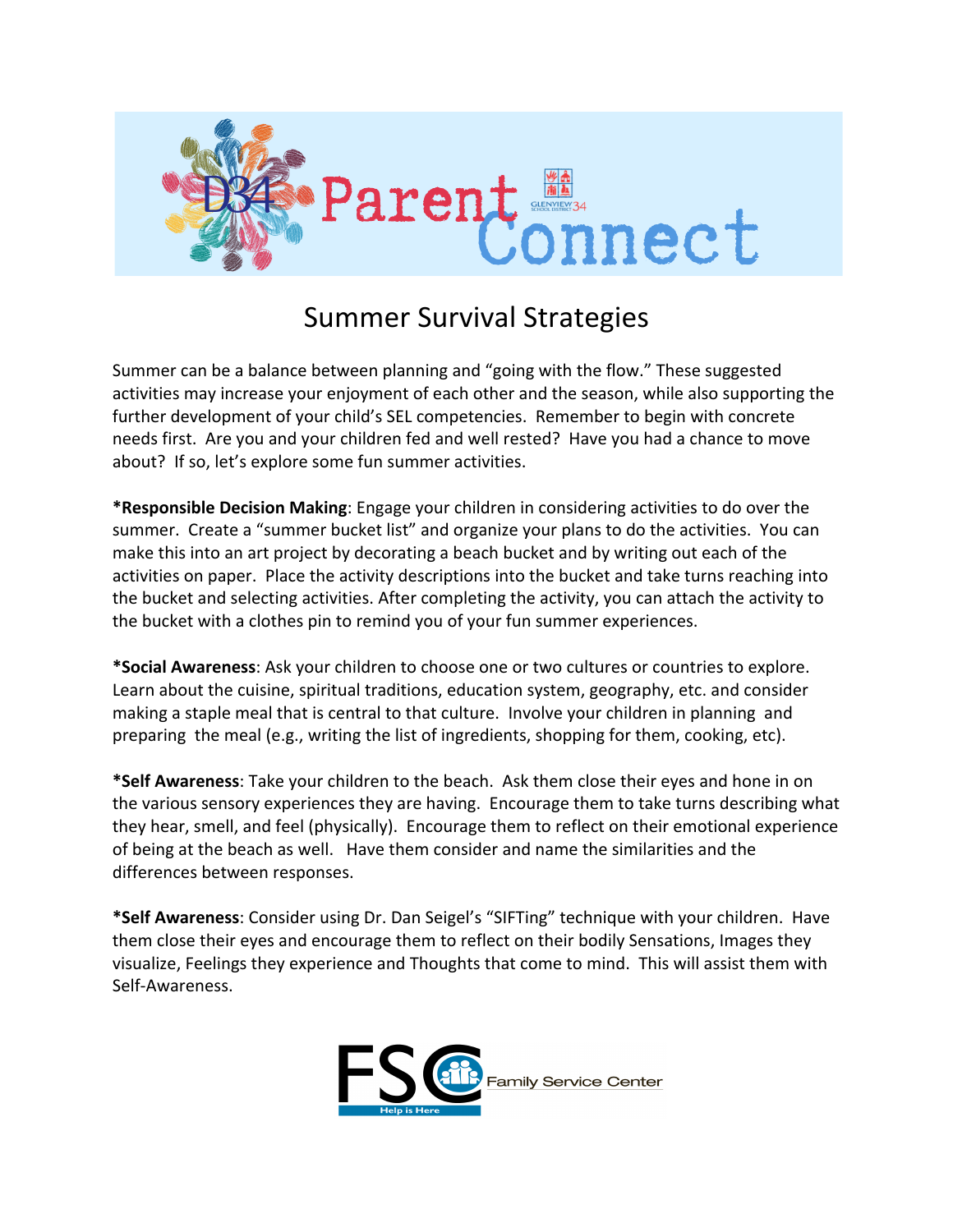D34 Parent Connect

GLENVIEW 34 SCHOOL DISTRICT

# Summer Survival Strategies

Summer can be a balance between planning and "going with the flow." These suggested activities may increase your enjoyment of each other and the season, while also supporting the further development of your child's SEL competencies. Remember to begin with concrete needs first. Are you and your children fed and well rested? Have you had a chance to move about? If so, let's explore some fun summer activities.

***Responsible Decision Making**: Engage your children in considering activities to do over the summer. Create a "summer bucket list" and organize your plans to do the activities. You can make this into an art project by decorating a beach bucket and by writing out each of the activities on paper. Place the activity descriptions into the bucket and take turns reaching into the bucket and selecting activities. After completing the activity, you can attach the activity to the bucket with a clothes pin to remind you of your fun summer experiences.

***Social Awareness**: Ask your children to choose one or two cultures or countries to explore. Learn about the cuisine, spiritual traditions, education system, geography, etc. and consider making a staple meal that is central to that culture. Involve your children in planning and preparing the meal (e.g., writing the list of ingredients, shopping for them, cooking, etc).

***Self Awareness**: Take your children to the beach. Ask them close their eyes and hone in on the various sensory experiences they are having. Encourage them to take turns describing what they hear, smell, and feel (physically). Encourage them to reflect on their emotional experience of being at the beach as well. Have them consider and name the similarities and the differences between responses.

***Self Awareness**: Consider using Dr. Dan Seigel's "SIFTing" technique with your children. Have them close their eyes and encourage them to reflect on their bodily Sensations, Images they visualize, Feelings they experience and Thoughts that come to mind. This will assist them with Self-Awareness.

FSC Family Service Center

Help is Here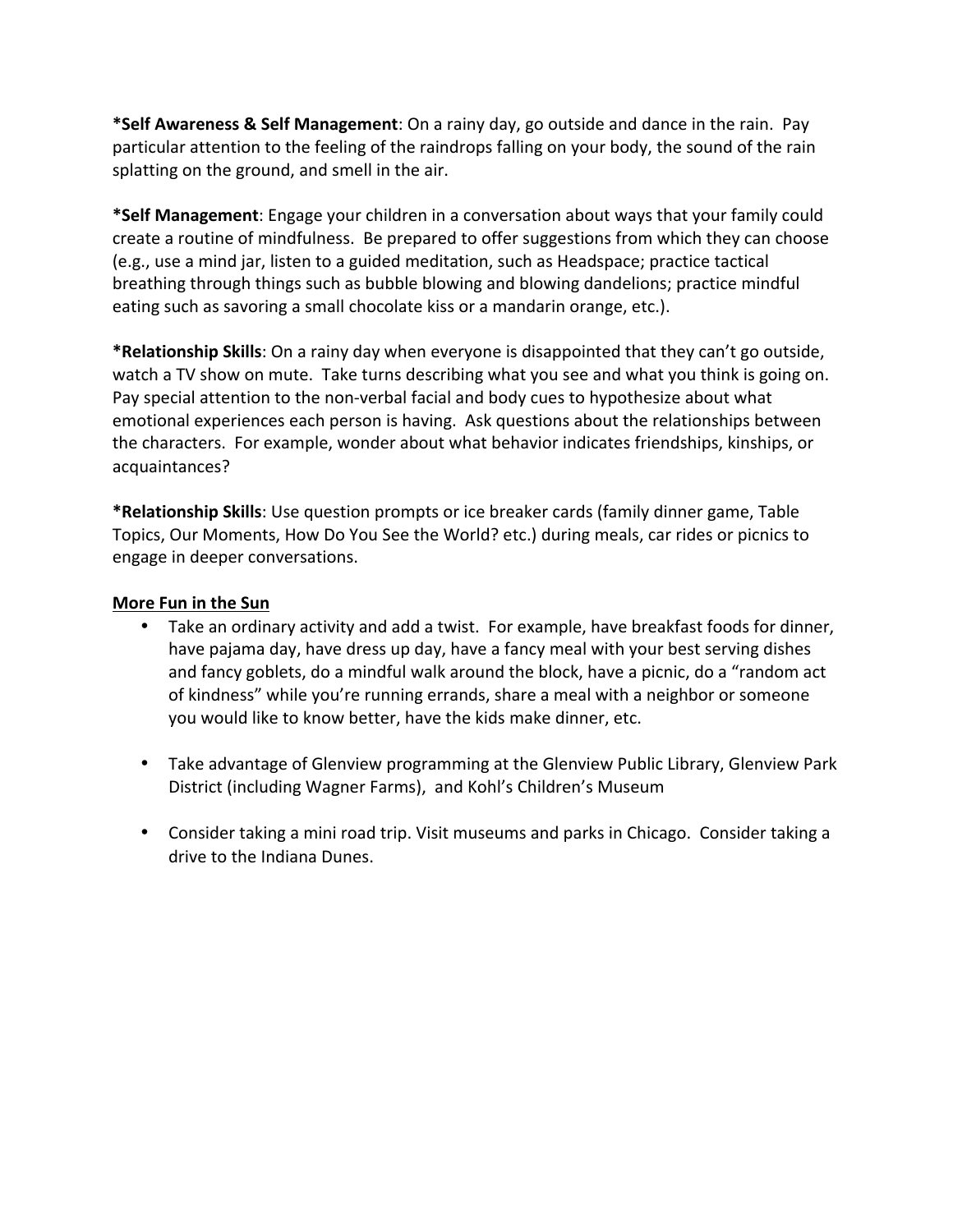**\*Self Awareness & Self Management**: On a rainy day, go outside and dance in the rain. Pay particular attention to the feeling of the raindrops falling on your body, the sound of the rain splatting on the ground, and smell in the air.

**\*Self Management**: Engage your children in a conversation about ways that your family could create a routine of mindfulness. Be prepared to offer suggestions from which they can choose (e.g., use a mind jar, listen to a guided meditation, such as Headspace; practice tactical breathing through things such as bubble blowing and blowing dandelions; practice mindful eating such as savoring a small chocolate kiss or a mandarin orange, etc.).

**\*Relationship Skills**: On a rainy day when everyone is disappointed that they can't go outside, watch a TV show on mute. Take turns describing what you see and what you think is going on. Pay special attention to the non-verbal facial and body cues to hypothesize about what emotional experiences each person is having. Ask questions about the relationships between the characters. For example, wonder about what behavior indicates friendships, kinships, or acquaintances?

**\*Relationship Skills**: Use question prompts or ice breaker cards (family dinner game, Table Topics, Our Moments, How Do You See the World? etc.) during meals, car rides or picnics to engage in deeper conversations.

<u>**More Fun in the Sun**</u>

- Take an ordinary activity and add a twist. For example, have breakfast foods for dinner, have pajama day, have dress up day, have a fancy meal with your best serving dishes and fancy goblets, do a mindful walk around the block, have a picnic, do a "random act of kindness" while you're running errands, share a meal with a neighbor or someone you would like to know better, have the kids make dinner, etc.

- Take advantage of Glenview programming at the Glenview Public Library, Glenview Park District (including Wagner Farms), and Kohl's Children's Museum

- Consider taking a mini road trip. Visit museums and parks in Chicago. Consider taking a drive to the Indiana Dunes.